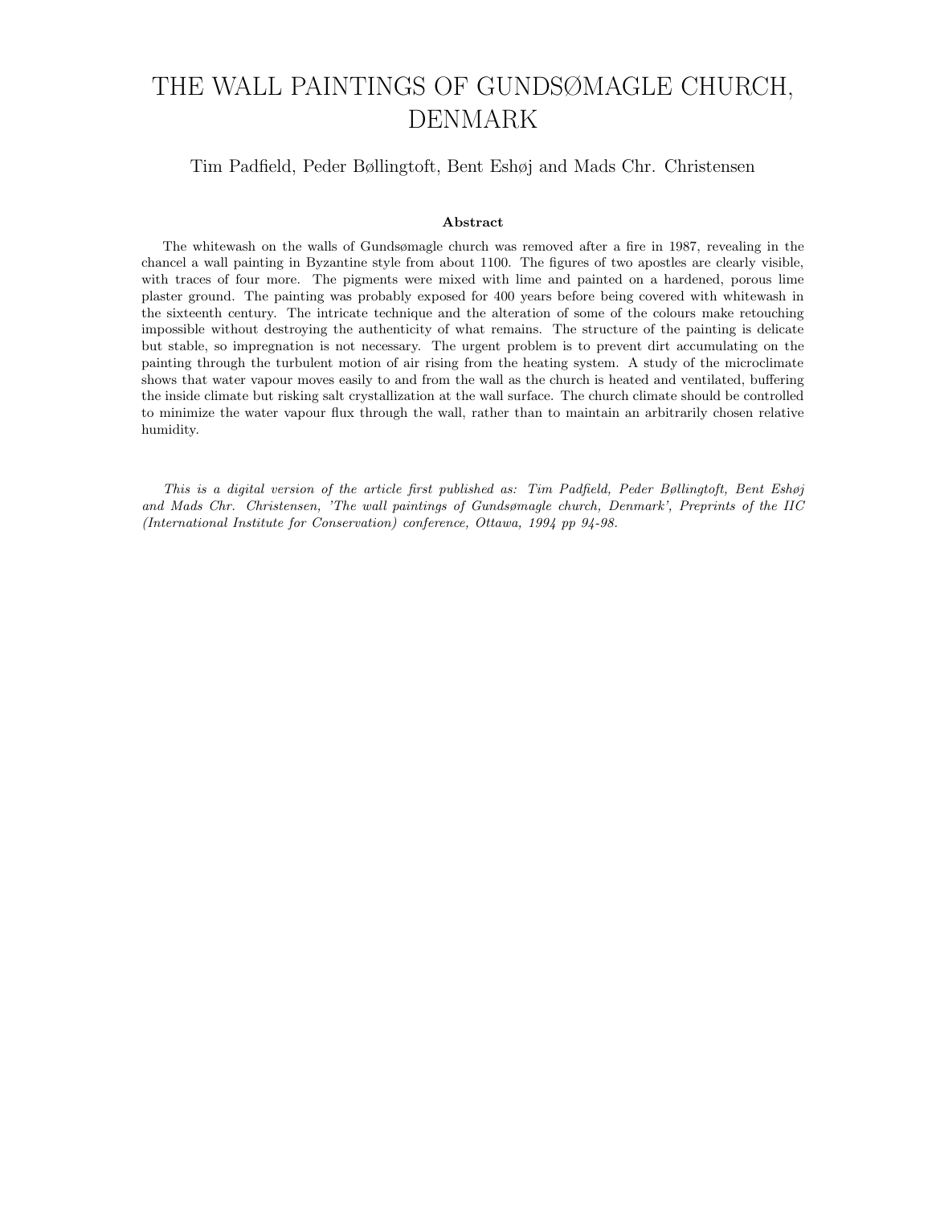# THE WALL PAINTINGS OF GUNDSØMAGLE CHURCH, DENMARK

Tim Padfield, Peder Bøllingtoft, Bent Eshøj and Mads Chr. Christensen

### Abstract

The whitewash on the walls of Gundsømagle church was removed after a fire in 1987, revealing in the chancel a wall painting in Byzantine style from about 1100. The figures of two apostles are clearly visible, with traces of four more. The pigments were mixed with lime and painted on a hardened, porous lime plaster ground. The painting was probably exposed for 400 years before being covered with whitewash in the sixteenth century. The intricate technique and the alteration of some of the colours make retouching impossible without destroying the authenticity of what remains. The structure of the painting is delicate but stable, so impregnation is not necessary. The urgent problem is to prevent dirt accumulating on the painting through the turbulent motion of air rising from the heating system. A study of the microclimate shows that water vapour moves easily to and from the wall as the church is heated and ventilated, buffering the inside climate but risking salt crystallization at the wall surface. The church climate should be controlled to minimize the water vapour flux through the wall, rather than to maintain an arbitrarily chosen relative humidity.

*This is a digital version of the article first published as: Tim Padfield, Peder Bøllingtoft, Bent Eshøj and Mads Chr. Christensen, 'The wall paintings of Gundsømagle church, Denmark', Preprints of the IIC (International Institute for Conservation) conference, Ottawa, 1994 pp 94-98.*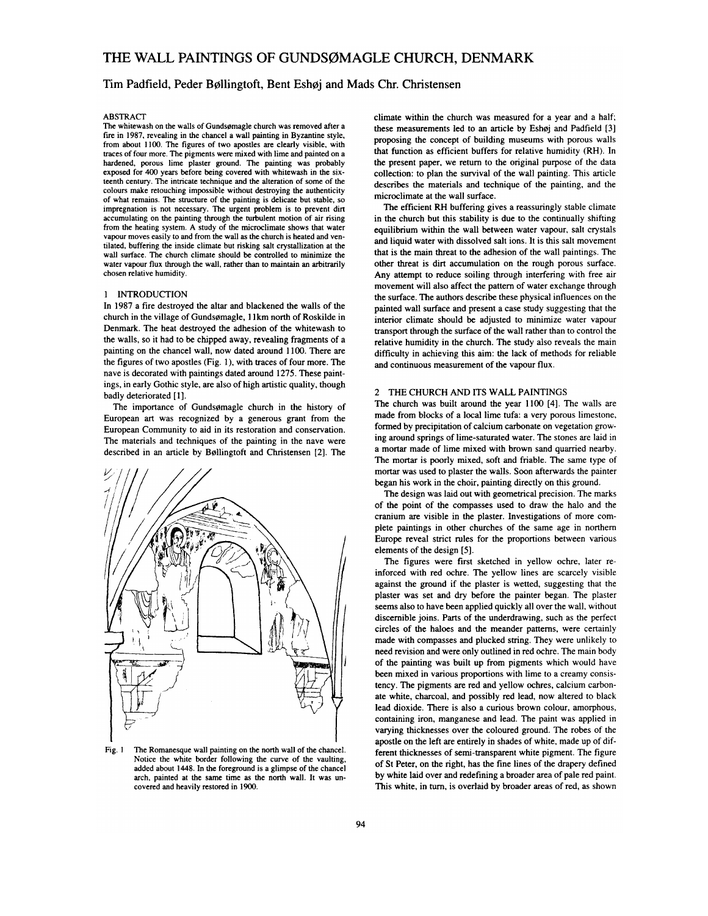# THE WALL PAINTINGS OF GUNDSØMAGLE CHURCH, DENMARK

Tim Padfield, Peder Bøllingtoft, Bent Eshøj and Mads Chr. Christensen

## ABSTRACT

The whitewash on the walls of Gundsømagle church was removed after a fire in 1987, revealing in the chancel a wall painting in Byzantine style, from about 1100. The figures of two apostles are clearly visible, with traces of four more. The pigments were mixed with lime and painted on a hardened, porous lime plaster ground. The painting was probably exposed for 400 years before being covered with whitewash in the sixteenth century. The intricate technique and the alteration of some of the colours make retouching impossible without destroying the authenticity of what remains. The structure of the painting is delicate but stable, so impregnation is not necessary. The urgent problem is to prevent dirt accumulating on the painting through the turbulent motion of air rising from the heating system. A study of the microclimate shows that water vapour moves easily to and from the wall as the church is heated and ventilated, buffering the inside climate but risking salt crystallization at the wall surface. The church climate should be controlled to minimize the water vapour flux through the wall, rather than to maintain an arbitrarily chosen relative humidity.

## 1 INTRODUCTION

In 1987 a fire destroyed the altar and blackened the walls of the church in the village of Gundsømagle, 11km north of Roskilde in Denmark. The heat destroyed the adhesion of the whitewash to the walls, so it had to be chipped away, revealing fragments of a painting on the chancel wall, now dated around 1100. There are the figures of two apostles (Fig. 1), with traces of four more. The nave is decorated with paintings dated around 1275. These paintings, in early Gothic style, are also of high artistic quality, though badly deteriorated [1].

The importance of Gundsømagle church in the history of European art was recognized by a generous grant from the European Community to aid in its restoration and conservation. The materials and techniques of the painting in the nave were described in an article by Bøllingtoft and Christensen [2]. The climate within the church was measured for a year and a half; these measurements led to an article by Eshøj and Padfield [3] proposing the concept of building museums with porous walls that function as efficient buffers for relative humidity (RH). In the present paper, we return to the original purpose of the data collection: to plan the survival of the wall painting. This article describes the materials and technique of the painting, and the microclimate at the wall surface.

The efficient RH buffering gives a reassuringly stable climate in the church but this stability is due to the continually shifting equilibrium within the wall between water vapour, salt crystals and liquid water with dissolved salt ions. It is this salt movement that is the main threat to the adhesion of the wall paintings. The other threat is dirt accumulation on the rough porous surface. Any attempt to reduce soiling through interfering with free air movement will also affect the pattern of water exchange through the surface. The authors describe these physical influences on the painted wall surface and present a case study suggesting that the interior climate should be adjusted to minimize water vapour transport through the surface of the wall rather than to control the relative humidity in the church. The study also reveals the main difficulty in achieving this aim: the lack of methods for reliable and continuous measurement of the vapour flux.

Fig. 1 The Romanesque wall painting on the north wall of the chancel. Notice the white border following the curve of the vaulting, added about 1448. In the foreground is a glimpse of the chancel arch, painted at the same time as the north wall. It was uncovered and heavily restored in 1900.

## 2 THE CHURCH AND ITS WALL PAINTINGS

The church was built around the year 1100 [4]. The walls are made from blocks of a local lime tufa: a very porous limestone, formed by precipitation of calcium carbonate on vegetation growing around springs of lime-saturated water. The stones are laid in a mortar made of lime mixed with brown sand quarried nearby. The mortar is poorly mixed, soft and friable. The same type of mortar was used to plaster the walls. Soon afterwards the painter began his work in the choir, painting directly on this ground.

The design was laid out with geometrical precision. The marks of the point of the compasses used to draw the halo and the cranium are visible in the plaster. Investigations of more complete paintings in other churches of the same age in northern Europe reveal strict rules for the proportions between various elements of the design [5].

The figures were first sketched in yellow ochre, later reinforced with red ochre. The yellow lines are scarcely visible against the ground if the plaster is wetted, suggesting that the plaster was set and dry before the painter began. The plaster seems also to have been applied quickly all over the wall, without discernible joins. Parts of the underdrawing, such as the perfect circles of the haloes and the meander patterns, were certainly made with compasses and plucked string. They were unlikely to need revision and were only outlined in red ochre. The main body of the painting was built up from pigments which would have been mixed in various proportions with lime to a creamy consistency. The pigments are red and yellow ochres, calcium carbonate white, charcoal, and possibly red lead, now altered to black lead dioxide. There is also a curious brown colour, amorphous, containing iron, manganese and lead. The paint was applied in varying thicknesses over the coloured ground. The robes of the apostle on the left are entirely in shades of white, made up of different thicknesses of semi-transparent white pigment. The figure of St Peter, on the right, has the fine lines of the drapery defined by white laid over and redefining a broader area of pale red paint. This white, in turn, is overlaid by broader areas of red, as shown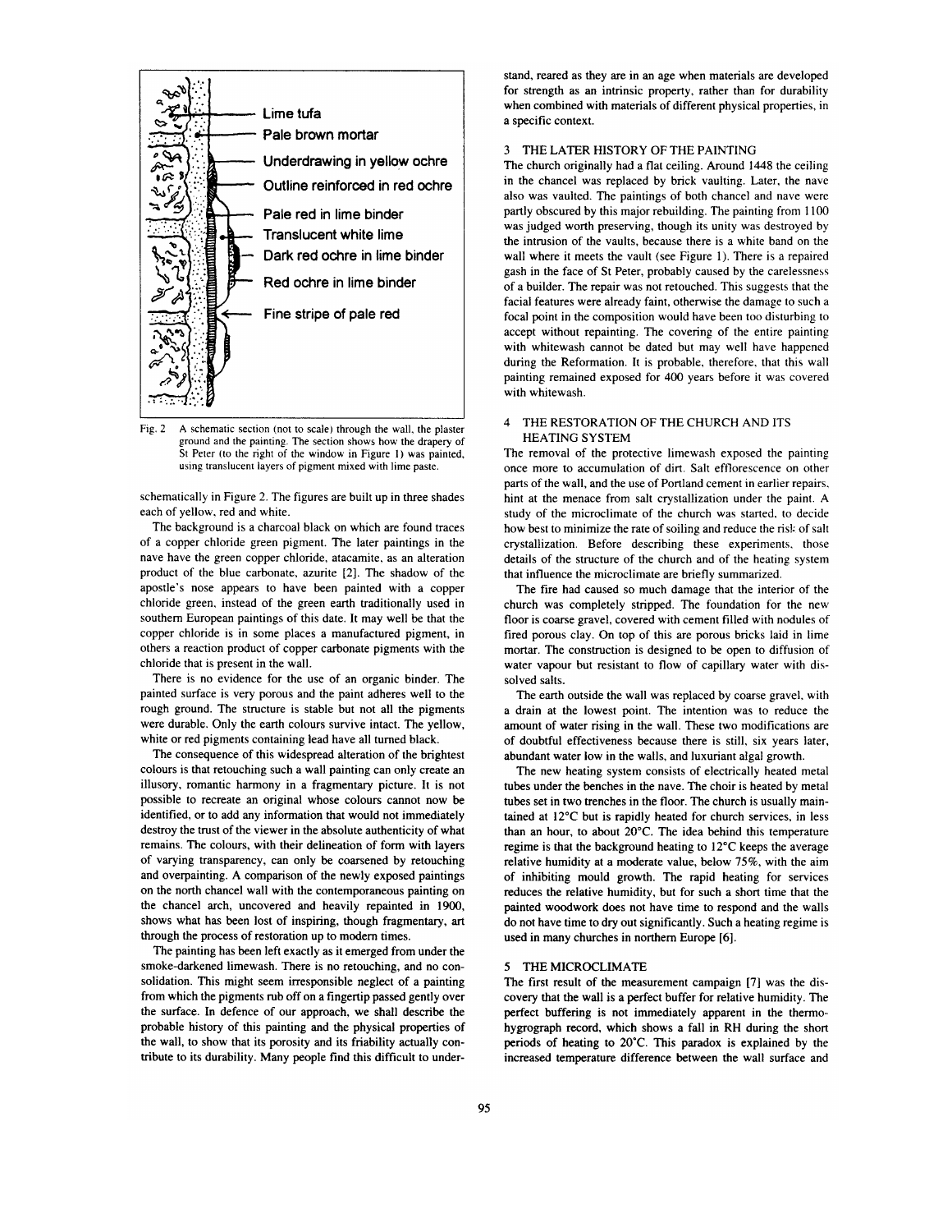Lime tufa

Pale brown mortar

Underdrawing in yellow ochre

Outline reinforced in red ochre

Pale red in lime binder

Translucent white lime

Dark red ochre in lime binder

Red ochre in lime binder

Fine stripe of pale red

Fig. 2 A schematic section (not to scale) through the wall, the plaster ground and the painting. The section shows how the drapery of St Peter (to the right of the window in Figure 1) was painted, using translucent layers of pigment mixed with lime paste.

schematically in Figure 2. The figures are built up in three shades each of yellow, red and white.

The background is a charcoal black on which are found traces of a copper chloride green pigment. The later paintings in the nave have the green copper chloride, atacamite, as an alteration product of the blue carbonate, azurite [2]. The shadow of the apostle's nose appears to have been painted with a copper chloride green, instead of the green earth traditionally used in southern European paintings of this date. It may well be that the copper chloride is in some places a manufactured pigment, in others a reaction product of copper carbonate pigments with the chloride that is present in the wall.

There is no evidence for the use of an organic binder. The painted surface is very porous and the paint adheres well to the rough ground. The structure is stable but not all the pigments were durable. Only the earth colours survive intact. The yellow, white or red pigments containing lead have all turned black.

The consequence of this widespread alteration of the brightest colours is that retouching such a wall painting can only create an illusory, romantic harmony in a fragmentary picture. It is not possible to recreate an original whose colours cannot now be identified, or to add any information that would not immediately destroy the trust of the viewer in the absolute authenticity of what remains. The colours, with their delineation of form with layers of varying transparency, can only be coarsened by retouching and overpainting. A comparison of the newly exposed paintings on the north chancel wall with the contemporaneous painting on the chancel arch, uncovered and heavily repainted in 1900, shows what has been lost of inspiring, though fragmentary, art through the process of restoration up to modern times.

The painting has been left exactly as it emerged from under the smoke-darkened limewash. There is no retouching, and no consolidation. This might seem irresponsible neglect of a painting from which the pigments rub off on a fingertip passed gently over the surface. In defence of our approach, we shall describe the probable history of this painting and the physical properties of the wall, to show that its porosity and its friability actually contribute to its durability. Many people find this difficult to understand, reared as they are in an age when materials are developed for strength as an intrinsic property, rather than for durability when combined with materials of different physical properties, in a specific context.

## 3 THE LATER HISTORY OF THE PAINTING

The church originally had a flat ceiling. Around 1448 the ceiling in the chancel was replaced by brick vaulting. Later, the nave also was vaulted. The paintings of both chancel and nave were partly obscured by this major rebuilding. The painting from 1100 was judged worth preserving, though its unity was destroyed by the intrusion of the vaults, because there is a white band on the wall where it meets the vault (see Figure 1). There is a repaired gash in the face of St Peter, probably caused by the carelessness of a builder. The repair was not retouched. This suggests that the facial features were already faint, otherwise the damage to such a focal point in the composition would have been too disturbing to accept without repainting. The covering of the entire painting with whitewash cannot be dated but may well have happened during the Reformation. It is probable, therefore, that this wall painting remained exposed for 400 years before it was covered with whitewash.

## 4 THE RESTORATION OF THE CHURCH AND ITS HEATING SYSTEM

The removal of the protective limewash exposed the painting once more to accumulation of dirt. Salt efflorescence on other parts of the wall, and the use of Portland cement in earlier repairs, hint at the menace from salt crystallization under the paint. A study of the microclimate of the church was started, to decide how best to minimize the rate of soiling and reduce the risk of salt crystallization. Before describing these experiments, those details of the structure of the church and of the heating system that influence the microclimate are briefly summarized.

The fire had caused so much damage that the interior of the church was completely stripped. The foundation for the new floor is coarse gravel, covered with cement filled with nodules of fired porous clay. On top of this are porous bricks laid in lime mortar. The construction is designed to be open to diffusion of water vapour but resistant to flow of capillary water with dissolved salts.

The earth outside the wall was replaced by coarse gravel, with a drain at the lowest point. The intention was to reduce the amount of water rising in the wall. These two modifications are of doubtful effectiveness because there is still, six years later, abundant water low in the walls, and luxuriant algal growth.

The new heating system consists of electrically heated metal tubes under the benches in the nave. The choir is heated by metal tubes set in two trenches in the floor. The church is usually maintained at 12°C but is rapidly heated for church services, in less than an hour, to about 20°C. The idea behind this temperature regime is that the background heating to 12°C keeps the average relative humidity at a moderate value, below 75%, with the aim of inhibiting mould growth. The rapid heating for services reduces the relative humidity, but for such a short time that the painted woodwork does not have time to respond and the walls do not have time to dry out significantly. Such a heating regime is used in many churches in northern Europe [6].

## 5 THE MICROCLIMATE

The first result of the measurement campaign [7] was the discovery that the wall is a perfect buffer for relative humidity. The perfect buffering is not immediately apparent in the thermohygrograph record, which shows a fall in RH during the short periods of heating to 20°C. This paradox is explained by the increased temperature difference between the wall surface and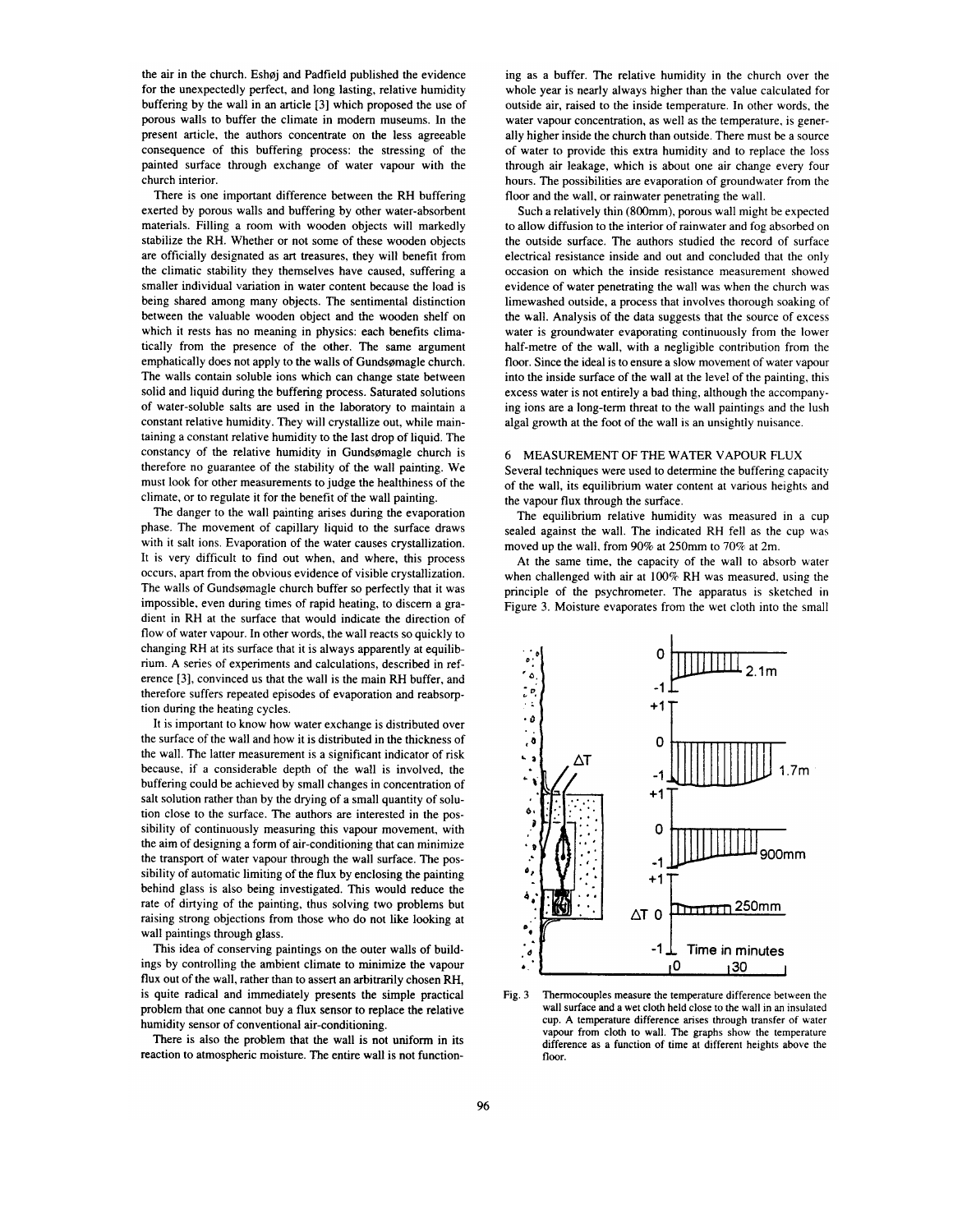the air in the church. Eshøj and Padfield published the evidence for the unexpectedly perfect, and long lasting, relative humidity buffering by the wall in an article [3] which proposed the use of porous walls to buffer the climate in modern museums. In the present article, the authors concentrate on the less agreeable consequence of this buffering process: the stressing of the painted surface through exchange of water vapour with the church interior.

There is one important difference between the RH buffering exerted by porous walls and buffering by other water-absorbent materials. Filling a room with wooden objects will markedly stabilize the RH. Whether or not some of these wooden objects are officially designated as art treasures, they will benefit from the climatic stability they themselves have caused, suffering a smaller individual variation in water content because the load is being shared among many objects. The sentimental distinction between the valuable wooden object and the wooden shelf on which it rests has no meaning in physics: each benefits climatically from the presence of the other. The same argument emphatically does not apply to the walls of Gundsømagle church. The walls contain soluble ions which can change state between solid and liquid during the buffering process. Saturated solutions of water-soluble salts are used in the laboratory to maintain a constant relative humidity. They will crystallize out, while maintaining a constant relative humidity to the last drop of liquid. The constancy of the relative humidity in Gundsømagle church is therefore no guarantee of the stability of the wall painting. We must look for other measurements to judge the healthiness of the climate, or to regulate it for the benefit of the wall painting.

The danger to the wall painting arises during the evaporation phase. The movement of capillary liquid to the surface draws with it salt ions. Evaporation of the water causes crystallization. It is very difficult to find out when, and where, this process occurs, apart from the obvious evidence of visible crystallization. The walls of Gundsømagle church buffer so perfectly that it was impossible, even during times of rapid heating, to discern a gradient in RH at the surface that would indicate the direction of flow of water vapour. In other words, the wall reacts so quickly to changing RH at its surface that it is always apparently at equilibrium. A series of experiments and calculations, described in reference [3], convinced us that the wall is the main RH buffer, and therefore suffers repeated episodes of evaporation and reabsorption during the heating cycles.

It is important to know how water exchange is distributed over the surface of the wall and how it is distributed in the thickness of the wall. The latter measurement is a significant indicator of risk because, if a considerable depth of the wall is involved, the buffering could be achieved by small changes in concentration of salt solution rather than by the drying of a small quantity of solution close to the surface. The authors are interested in the possibility of continuously measuring this vapour movement, with the aim of designing a form of air-conditioning that can minimize the transport of water vapour through the wall surface. The possibility of automatic limiting of the flux by enclosing the painting behind glass is also being investigated. This would reduce the rate of dirtying of the painting, thus solving two problems but raising strong objections from those who do not like looking at wall paintings through glass.

This idea of conserving paintings on the outer walls of buildings by controlling the ambient climate to minimize the vapour flux out of the wall, rather than to assert an arbitrarily chosen RH, is quite radical and immediately presents the simple practical problem that one cannot buy a flux sensor to replace the relative humidity sensor of conventional air-conditioning.

There is also the problem that the wall is not uniform in its reaction to atmospheric moisture. The entire wall is not functioning as a buffer. The relative humidity in the church over the whole year is nearly always higher than the value calculated for outside air, raised to the inside temperature. In other words, the water vapour concentration, as well as the temperature, is generally higher inside the church than outside. There must be a source of water to provide this extra humidity and to replace the loss through air leakage, which is about one air change every four hours. The possibilities are evaporation of groundwater from the floor and the wall, or rainwater penetrating the wall.

Such a relatively thin (800mm), porous wall might be expected to allow diffusion to the interior of rainwater and fog absorbed on the outside surface. The authors studied the record of surface electrical resistance inside and out and concluded that the only occasion on which the inside resistance measurement showed evidence of water penetrating the wall was when the church was limewashed outside, a process that involves thorough soaking of the wall. Analysis of the data suggests that the source of excess water is groundwater evaporating continuously from the lower half-metre of the wall, with a negligible contribution from the floor. Since the ideal is to ensure a slow movement of water vapour into the inside surface of the wall at the level of the painting, this excess water is not entirely a bad thing, although the accompanying ions are a long-term threat to the wall paintings and the lush algal growth at the foot of the wall is an unsightly nuisance.

## 6 MEASUREMENT OF THE WATER VAPOUR FLUX

Several techniques were used to determine the buffering capacity of the wall, its equilibrium water content at various heights and the vapour flux through the surface.

The equilibrium relative humidity was measured in a cup sealed against the wall. The indicated RH fell as the cup was moved up the wall, from 90% at 250mm to 70% at 2m.

At the same time, the capacity of the wall to absorb water when challenged with air at 100% RH was measured, using the principle of the psychrometer. The apparatus is sketched in Figure 3. Moisture evaporates from the wet cloth into the small

Fig. 3 Thermocouples measure the temperature difference between the wall surface and a wet cloth held close to the wall in an insulated cup. A temperature difference arises through transfer of water vapour from cloth to wall. The graphs show the temperature difference as a function of time at different heights above the floor.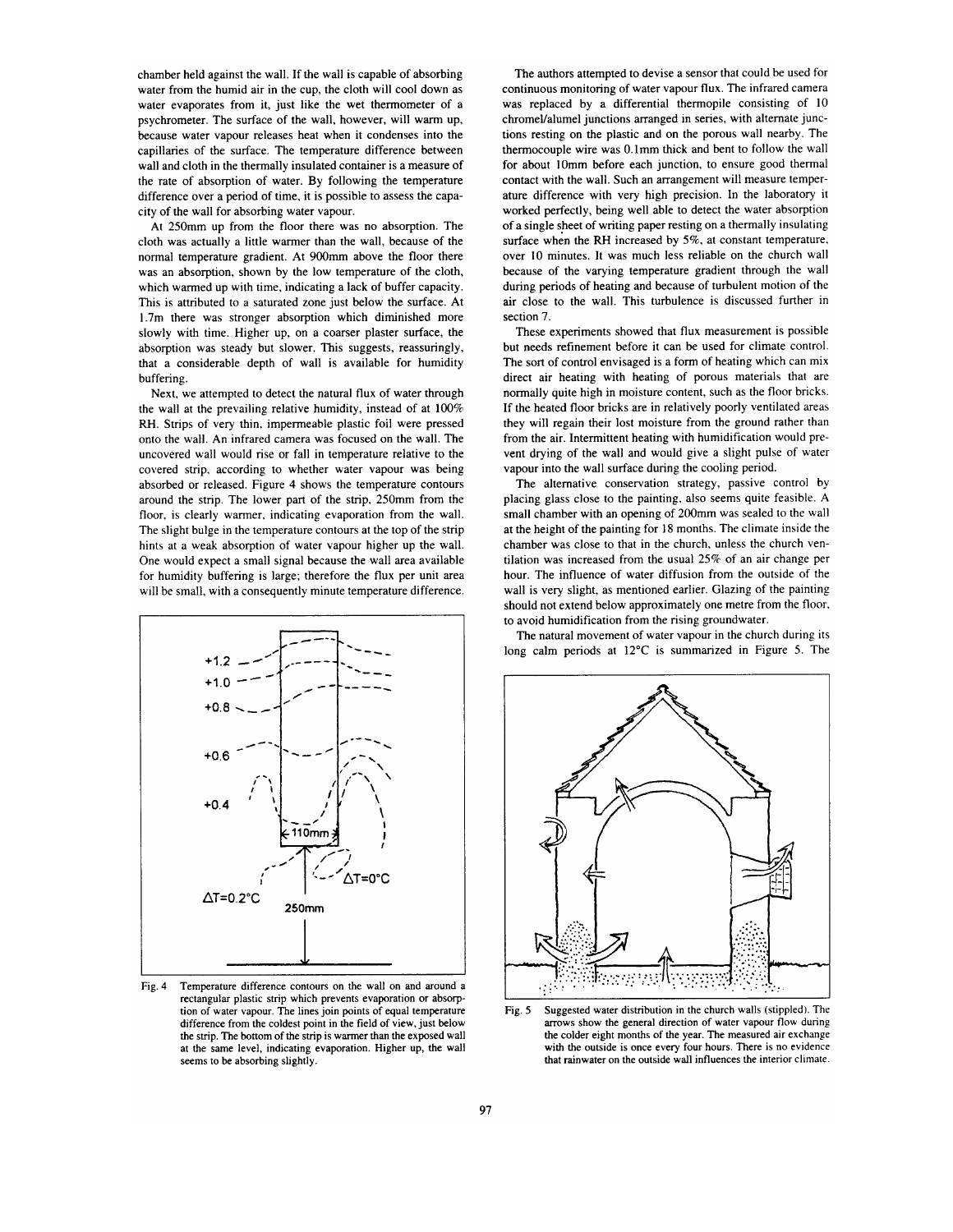chamber held against the wall. If the wall is capable of absorbing water from the humid air in the cup, the cloth will cool down as water evaporates from it, just like the wet thermometer of a psychrometer. The surface of the wall, however, will warm up, because water vapour releases heat when it condenses into the capillaries of the surface. The temperature difference between wall and cloth in the thermally insulated container is a measure of the rate of absorption of water. By following the temperature difference over a period of time, it is possible to assess the capacity of the wall for absorbing water vapour.

At 250mm up from the floor there was no absorption. The cloth was actually a little warmer than the wall, because of the normal temperature gradient. At 900mm above the floor there was an absorption, shown by the low temperature of the cloth, which warmed up with time, indicating a lack of buffer capacity. This is attributed to a saturated zone just below the surface. At 1.7m there was stronger absorption which diminished more slowly with time. Higher up, on a coarser plaster surface, the absorption was steady but slower. This suggests, reassuringly, that a considerable depth of wall is available for humidity buffering.

Next, we attempted to detect the natural flux of water through the wall at the prevailing relative humidity, instead of at 100% RH. Strips of very thin, impermeable plastic foil were pressed onto the wall. An infrared camera was focused on the wall. The uncovered wall would rise or fall in temperature relative to the covered strip, according to whether water vapour was being absorbed or released. Figure 4 shows the temperature contours around the strip. The lower part of the strip, 250mm from the floor, is clearly warmer, indicating evaporation from the wall. The slight bulge in the temperature contours at the top of the strip hints at a weak absorption of water vapour higher up the wall. One would expect a small signal because the wall area available for humidity buffering is large; therefore the flux per unit area will be small, with a consequently minute temperature difference.

Fig. 4 Temperature difference contours on the wall on and around a rectangular plastic strip which prevents evaporation or absorption of water vapour. The lines join points of equal temperature difference from the coldest point in the field of view, just below the strip. The bottom of the strip is warmer than the exposed wall at the same level, indicating evaporation. Higher up, the wall seems to be absorbing slightly.

The authors attempted to devise a sensor that could be used for continuous monitoring of water vapour flux. The infrared camera was replaced by a differential thermopile consisting of 10 chromel/alumel junctions arranged in series, with alternate junctions resting on the plastic and on the porous wall nearby. The thermocouple wire was 0.1mm thick and bent to follow the wall for about 10mm before each junction, to ensure good thermal contact with the wall. Such an arrangement will measure temperature difference with very high precision. In the laboratory it worked perfectly, being well able to detect the water absorption of a single sheet of writing paper resting on a thermally insulating surface when the RH increased by 5%, at constant temperature, over 10 minutes. It was much less reliable on the church wall because of the varying temperature gradient through the wall during periods of heating and because of turbulent motion of the air close to the wall. This turbulence is discussed further in section 7.

These experiments showed that flux measurement is possible but needs refinement before it can be used for climate control. The sort of control envisaged is a form of heating which can mix direct air heating with heating of porous materials that are normally quite high in moisture content, such as the floor bricks. If the heated floor bricks are in relatively poorly ventilated areas they will regain their lost moisture from the ground rather than from the air. Intermittent heating with humidification would prevent drying of the wall and would give a slight pulse of water vapour into the wall surface during the cooling period.

The alternative conservation strategy, passive control by placing glass close to the painting, also seems quite feasible. A small chamber with an opening of 200mm was sealed to the wall at the height of the painting for 18 months. The climate inside the chamber was close to that in the church, unless the church ventilation was increased from the usual 25% of an air change per hour. The influence of water diffusion from the outside of the wall is very slight, as mentioned earlier. Glazing of the painting should not extend below approximately one metre from the floor, to avoid humidification from the rising groundwater.

The natural movement of water vapour in the church during its long calm periods at 12°C is summarized in Figure 5. The

Fig. 5 Suggested water distribution in the church walls (stippled). The arrows show the general direction of water vapour flow during the colder eight months of the year. The measured air exchange with the outside is once every four hours. There is no evidence that rainwater on the outside wall influences the interior climate.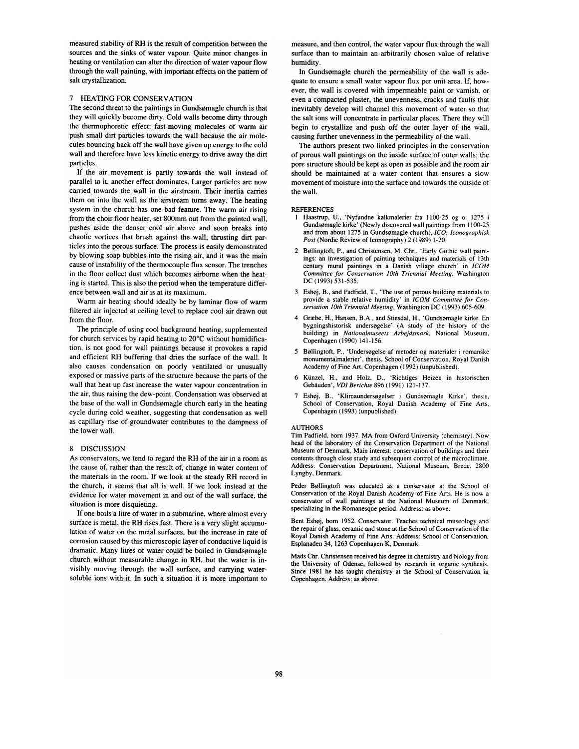measured stability of RH is the result of competition between the sources and the sinks of water vapour. Quite minor changes in heating or ventilation can alter the direction of water vapour flow through the wall painting, with important effects on the pattern of salt crystallization.

## 7 HEATING FOR CONSERVATION

The second threat to the paintings in Gundsømagle church is that they will quickly become dirty. Cold walls become dirty through the thermophoretic effect: fast-moving molecules of warm air push small dirt particles towards the wall because the air molecules bouncing back off the wall have given up energy to the cold wall and therefore have less kinetic energy to drive away the dirt particles.

If the air movement is partly towards the wall instead of parallel to it, another effect dominates. Larger particles are now carried towards the wall in the airstream. Their inertia carries them on into the wall as the airstream turns away. The heating system in the church has one bad feature. The warm air rising from the choir floor heater, set 800mm out from the painted wall, pushes aside the denser cool air above and soon breaks into chaotic vortices that brush against the wall, thrusting dirt particles into the porous surface. The process is easily demonstrated by blowing soap bubbles into the rising air, and it was the main cause of instability of the thermocouple flux sensor. The trenches in the floor collect dust which becomes airborne when the heating is started. This is also the period when the temperature difference between wall and air is at its maximum.

Warm air heating should ideally be by laminar flow of warm filtered air injected at ceiling level to replace cool air drawn out from the floor.

The principle of using cool background heating, supplemented for church services by rapid heating to 20°C without humidification, is not good for wall paintings because it provokes a rapid and efficient RH buffering that dries the surface of the wall. It also causes condensation on poorly ventilated or unusually exposed or massive parts of the structure because the parts of the wall that heat up fast increase the water vapour concentration in the air, thus raising the dew-point. Condensation was observed at the base of the wall in Gundsømagle church early in the heating cycle during cold weather, suggesting that condensation as well as capillary rise of groundwater contributes to the dampness of the lower wall.

## 8 DISCUSSION

As conservators, we tend to regard the RH of the air in a room as the cause of, rather than the result of, change in water content of the materials in the room. If we look at the steady RH record in the church, it seems that all is well. If we look instead at the evidence for water movement in and out of the wall surface, the situation is more disquieting.

If one boils a litre of water in a submarine, where almost every surface is metal, the RH rises fast. There is a very slight accumulation of water on the metal surfaces, but the increase in rate of corrosion caused by this microscopic layer of conductive liquid is dramatic. Many litres of water could be boiled in Gundsømagle church without measurable change in RH, but the water is invisibly moving through the wall surface, and carrying water-soluble ions with it. In such a situation it is more important to measure, and then control, the water vapour flux through the wall surface than to maintain an arbitrarily chosen value of relative humidity.

In Gundsømagle church the permeability of the wall is adequate to ensure a small water vapour flux per unit area. If, however, the wall is covered with impermeable paint or varnish, or even a compacted plaster, the unevenness, cracks and faults that inevitably develop will channel this movement of water so that the salt ions will concentrate in particular places. There they will begin to crystallize and push off the outer layer of the wall, causing further unevenness in the permeability of the wall.

The authors present two linked principles in the conservation of porous wall paintings on the inside surface of outer walls: the pore structure should be kept as open as possible and the room air should be maintained at a water content that ensures a slow movement of moisture into the surface and towards the outside of the wall.

## REFERENCES

1. Haastrup, U., 'Nyfundne kalkmalerier fra 1100-25 og o. 1275 i Gundsømagle kirke' (Newly discovered wall paintings from 1100-25 and from about 1275 in Gundsømagle church), *ICO: Iconographisk Post* (Nordic Review of Iconography) 2 (1989) 1-20.
2. Bøllingtoft, P., and Christensen, M. Chr., 'Early Gothic wall paintings: an investigation of painting techniques and materials of 13th century mural paintings in a Danish village church' in *ICOM Committee for Conservation 10th Triennial Meeting*, Washington DC (1993) 531-535.
3. Eshøj, B., and Padfield, T., 'The use of porous building materials to provide a stable relative humidity' in *ICOM Committee for Conservation 10th Triennial Meeting*, Washington DC (1993) 605-609.
4. Græbe, H., Hansen, B.A., and Stiesdal, H., 'Gundsømagle kirke. En bygningshistorisk undersøgelse' (A study of the history of the building) in *Nationalmuseets Arbejdsmark*, National Museum, Copenhagen (1990) 141-156.
5. Bøllingtoft, P., 'Undersøgelse af metoder og materialer i romanske monumentalmalerier', thesis, School of Conservation, Royal Danish Academy of Fine Art, Copenhagen (1992) (unpublished).
6. Künzel, H., and Holz, D., 'Richtiges Heizen in historischen Gebäuden', *VDI Berichte* 896 (1991) 121-137.
7. Eshøj, B., 'Klimaundersøgelser i Gundsømagle Kirke', thesis, School of Conservation, Royal Danish Academy of Fine Arts, Copenhagen (1993) (unpublished).

## AUTHORS

Tim Padfield, born 1937. MA from Oxford University (chemistry). Now head of the laboratory of the Conservation Department of the National Museum of Denmark. Main interest: conservation of buildings and their contents through close study and subsequent control of the microclimate. Address: Conservation Department, National Museum, Brede, 2800 Lyngby, Denmark.

Peder Bøllingtoft was educated as a conservator at the School of Conservation of the Royal Danish Academy of Fine Arts. He is now a conservator of wall paintings at the National Museum of Denmark, specializing in the Romanesque period. Address: as above.

Bent Eshøj, born 1952. Conservator. Teaches technical museology and the repair of glass, ceramic and stone at the School of Conservation of the Royal Danish Academy of Fine Arts. Address: School of Conservation, Esplanaden 34, 1263 Copenhagen K, Denmark.

Mads Chr. Christensen received his degree in chemistry and biology from the University of Odense, followed by research in organic synthesis. Since 1981 he has taught chemistry in the School of Conservation in Copenhagen. Address: as above.